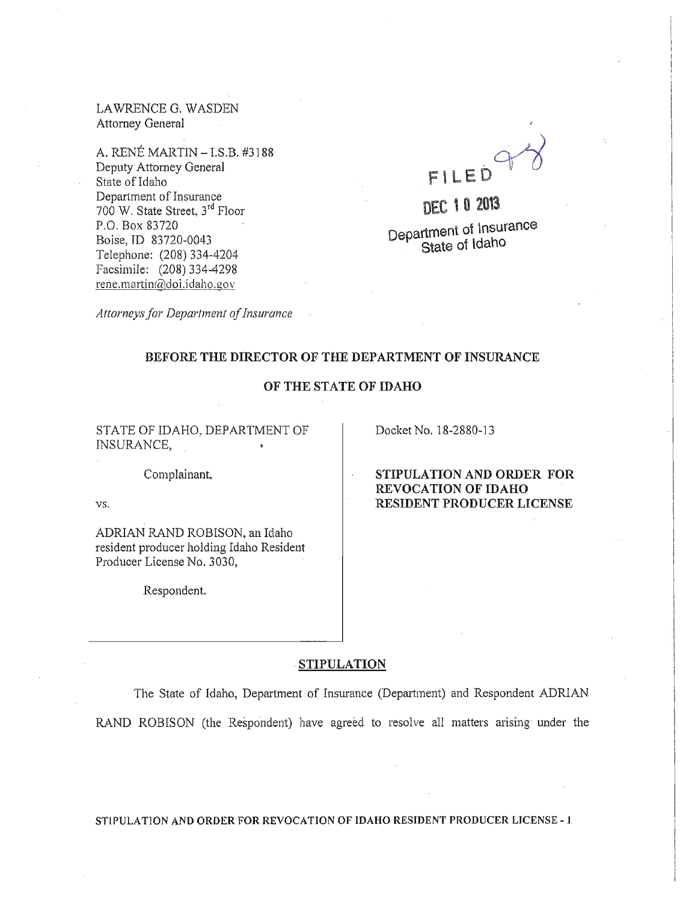LAWRENCE G. WASDEN
Attorney General

A. RENÉ MARTIN – I.S.B. #3188
Deputy Attorney General
State of Idaho
Department of Insurance
700 W. State Street, 3rd Floor
P.O. Box 83720
Boise, ID 83720-0043
Telephone: (208) 334-4204
Facsimile: (208) 334-4298
rene.martin@doi.idaho.gov

*Attorneys for Department of Insurance*

FILED

DEC 10 2013

Department of Insurance
State of Idaho

**BEFORE THE DIRECTOR OF THE DEPARTMENT OF INSURANCE**

**OF THE STATE OF IDAHO**

STATE OF IDAHO, DEPARTMENT OF INSURANCE,

Complainant,

vs.

ADRIAN RAND ROBISON, an Idaho resident producer holding Idaho Resident Producer License No. 3030,

Respondent.

Docket No. 18-2880-13

**STIPULATION AND ORDER FOR REVOCATION OF IDAHO RESIDENT PRODUCER LICENSE**

## STIPULATION

The State of Idaho, Department of Insurance (Department) and Respondent ADRIAN RAND ROBISON (the Respondent) have agreed to resolve all matters arising under the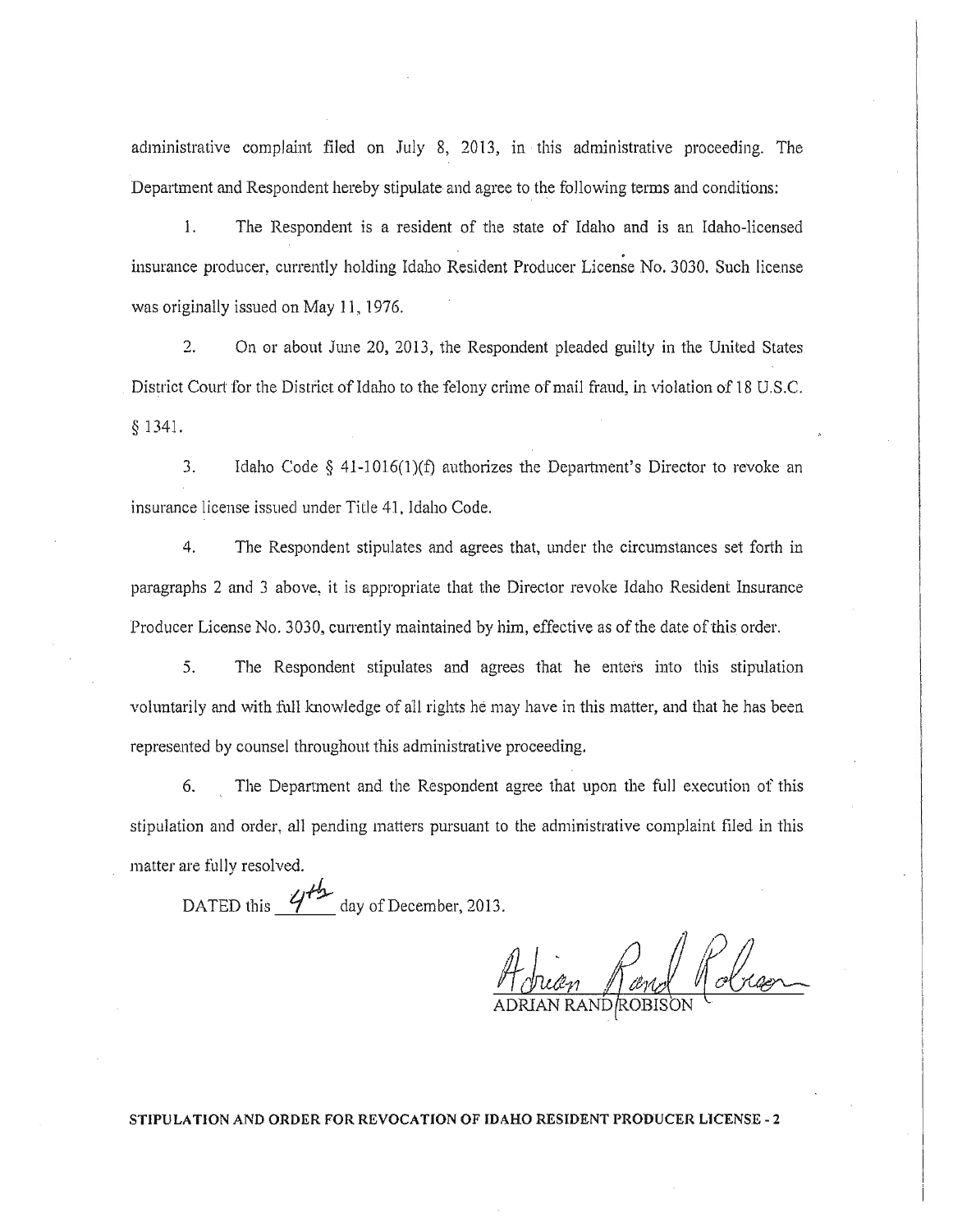administrative complaint filed on July 8, 2013, in this administrative proceeding. The Department and Respondent hereby stipulate and agree to the following terms and conditions:

1. The Respondent is a resident of the state of Idaho and is an Idaho-licensed insurance producer, currently holding Idaho Resident Producer License No. 3030. Such license was originally issued on May 11, 1976.

2. On or about June 20, 2013, the Respondent pleaded guilty in the United States District Court for the District of Idaho to the felony crime of mail fraud, in violation of 18 U.S.C. § 1341.

3. Idaho Code § 41-1016(1)(f) authorizes the Department's Director to revoke an insurance license issued under Title 41, Idaho Code.

4. The Respondent stipulates and agrees that, under the circumstances set forth in paragraphs 2 and 3 above, it is appropriate that the Director revoke Idaho Resident Insurance Producer License No. 3030, currently maintained by him, effective as of the date of this order.

5. The Respondent stipulates and agrees that he enters into this stipulation voluntarily and with full knowledge of all rights he may have in this matter, and that he has been represented by counsel throughout this administrative proceeding.

6. The Department and the Respondent agree that upon the full execution of this stipulation and order, all pending matters pursuant to the administrative complaint filed in this matter are fully resolved.

DATED this 4th day of December, 2013.

Adrian Rand Robison

ADRIAN RAND ROBISON

**STIPULATION AND ORDER FOR REVOCATION OF IDAHO RESIDENT PRODUCER LICENSE - 2**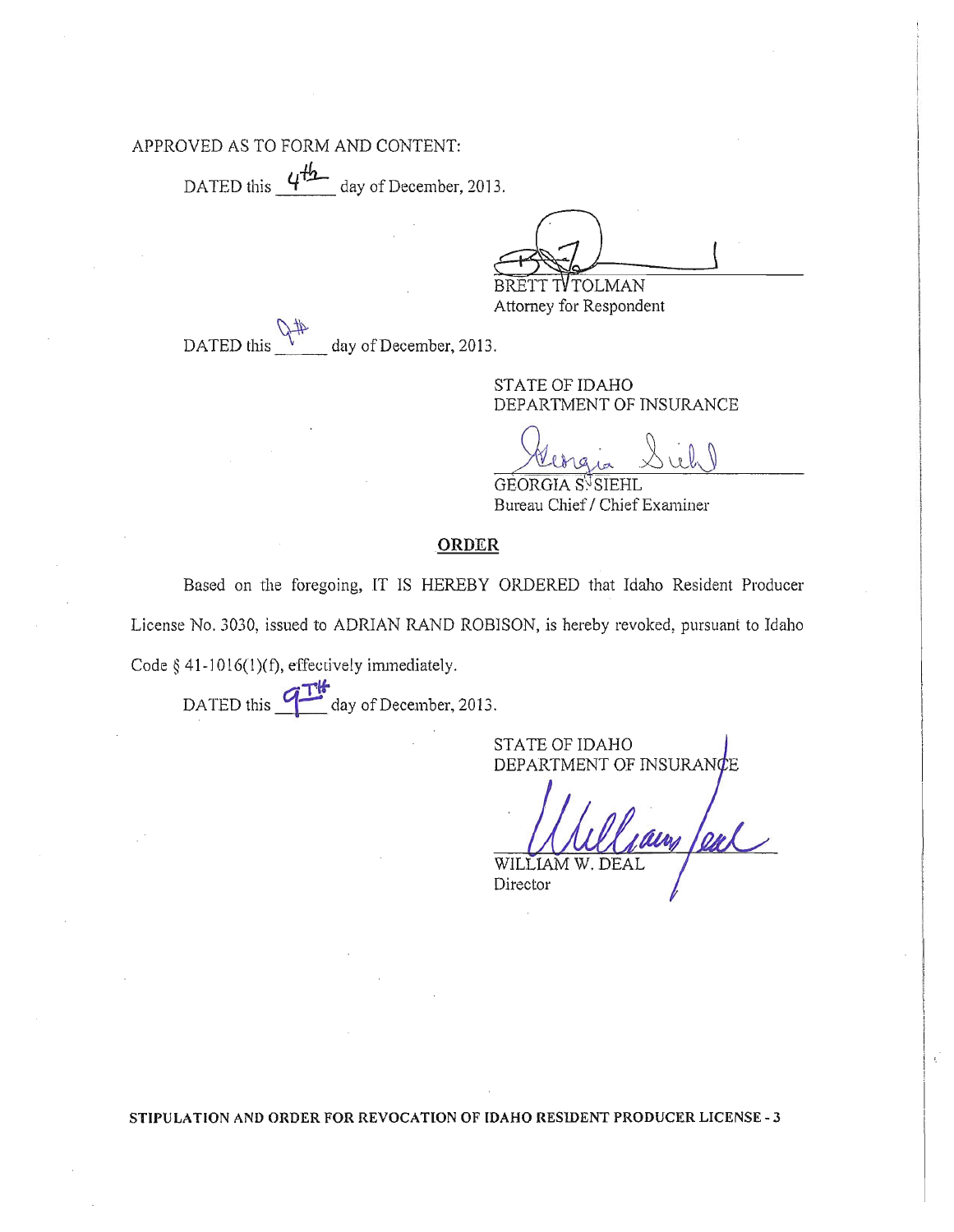APPROVED AS TO FORM AND CONTENT:

DATED this 4th day of December, 2013.

BRETT T. TOLMAN
Attorney for Respondent

DATED this 9th day of December, 2013.

STATE OF IDAHO
DEPARTMENT OF INSURANCE

GEORGIA S. SIEHL
Bureau Chief / Chief Examiner

**ORDER**

Based on the foregoing, IT IS HEREBY ORDERED that Idaho Resident Producer License No. 3030, issued to ADRIAN RAND ROBISON, is hereby revoked, pursuant to Idaho Code § 41-1016(1)(f), effectively immediately.

DATED this 9TH day of December, 2013.

STATE OF IDAHO
DEPARTMENT OF INSURANCE

WILLIAM W. DEAL
Director

**STIPULATION AND ORDER FOR REVOCATION OF IDAHO RESIDENT PRODUCER LICENSE - 3**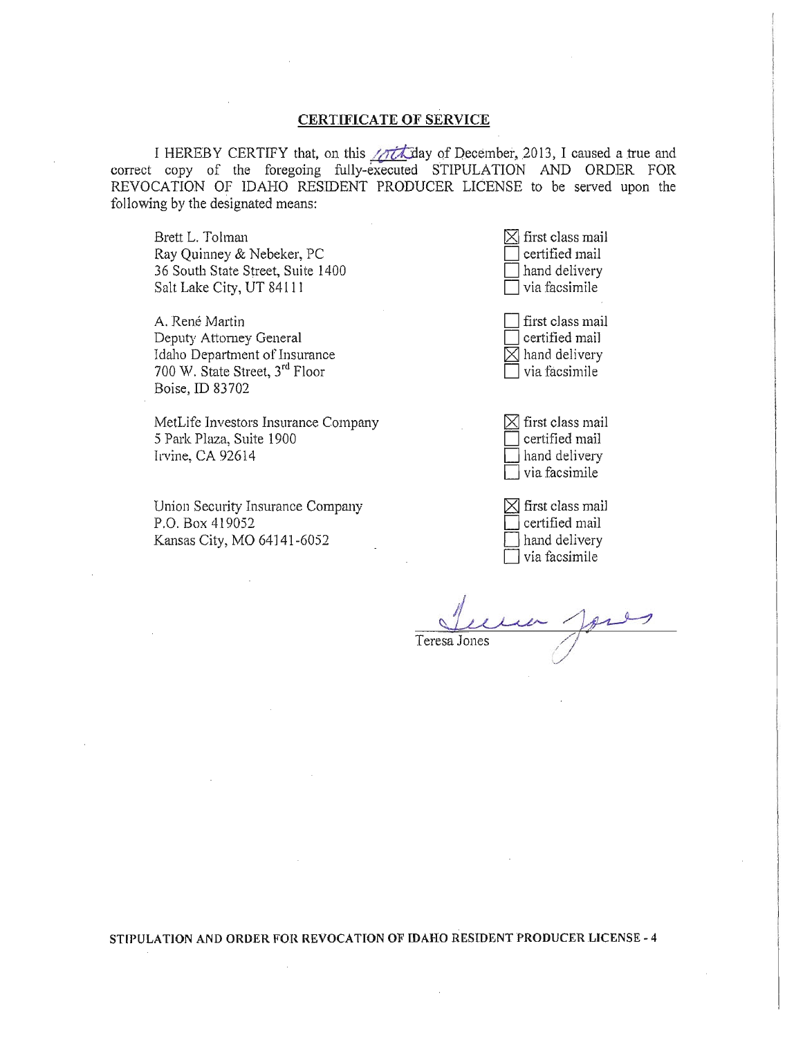## CERTIFICATE OF SERVICE

I HEREBY CERTIFY that, on this 10th day of December, 2013, I caused a true and correct copy of the foregoing fully-executed STIPULATION AND ORDER FOR REVOCATION OF IDAHO RESIDENT PRODUCER LICENSE to be served upon the following by the designated means:

| | |
|---|---|
| Brett L. Tolman<br>Ray Quinney & Nebeker, PC<br>36 South State Street, Suite 1400<br>Salt Lake City, UT 84111 | ☒ first class mail<br>☐ certified mail<br>☐ hand delivery<br>☐ via facsimile |
| A. René Martin<br>Deputy Attorney General<br>Idaho Department of Insurance<br>700 W. State Street, 3rd Floor<br>Boise, ID 83702 | ☐ first class mail<br>☐ certified mail<br>☒ hand delivery<br>☐ via facsimile |
| MetLife Investors Insurance Company<br>5 Park Plaza, Suite 1900<br>Irvine, CA 92614 | ☒ first class mail<br>☐ certified mail<br>☐ hand delivery<br>☐ via facsimile |
| Union Security Insurance Company<br>P.O. Box 419052<br>Kansas City, MO 64141-6052 | ☒ first class mail<br>☐ certified mail<br>☐ hand delivery<br>☐ via facsimile |

Teresa Jones

STIPULATION AND ORDER FOR REVOCATION OF IDAHO RESIDENT PRODUCER LICENSE - 4